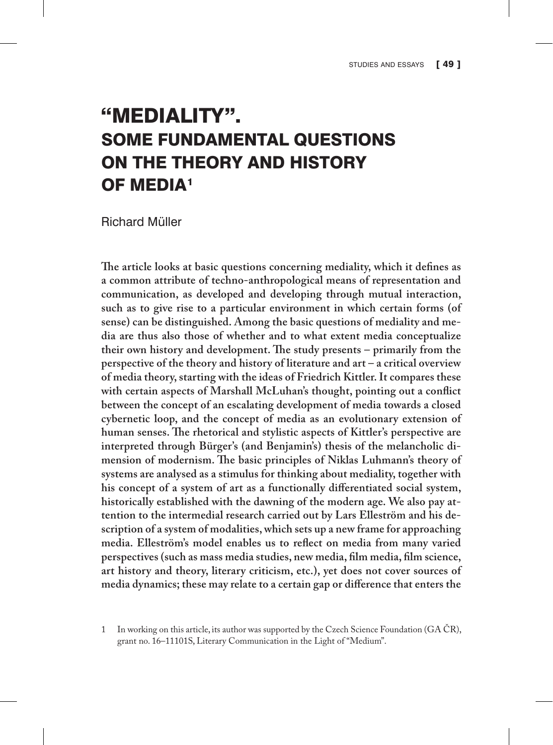# "MEDIALITY". SOME FUNDAMENTAL QUESTIONS ON THE THEORY AND HISTORY OF MEDIA[1]

Richard Müller

**The article looks at basic questions concerning mediality, which it defines as a common attribute of techno-anthropological means of representation and communication, as developed and developing through mutual interaction, such as to give rise to a particular environment in which certain forms (of sense) can be distinguished. Among the basic questions of mediality and media are thus also those of whether and to what extent media conceptualize their own history and development. The study presents – primarily from the perspective of the theory and history of literature and art – a critical overview of media theory, starting with the ideas of Friedrich Kittler. It compares these with certain aspects of Marshall McLuhan's thought, pointing out a conflict between the concept of an escalating development of media towards a closed cybernetic loop, and the concept of media as an evolutionary extension of human senses. The rhetorical and stylistic aspects of Kittler's perspective are interpreted through Bürger's (and Benjamin's) thesis of the melancholic dimension of modernism. The basic principles of Niklas Luhmann's theory of systems are analysed as a stimulus for thinking about mediality, together with his concept of a system of art as a functionally differentiated social system, historically established with the dawning of the modern age. We also pay attention to the intermedial research carried out by Lars Elleström and his description of a system of modalities, which sets up a new frame for approaching media. Elleström's model enables us to reflect on media from many varied perspectives (such as mass media studies, new media, film media, film science, art history and theory, literary criticism, etc.), yet does not cover sources of media dynamics; these may relate to a certain gap or difference that enters the**

1 In working on this article, its author was supported by the Czech Science Foundation (GA ČR), grant no. 16–11101S, Literary Communication in the Light of "Medium".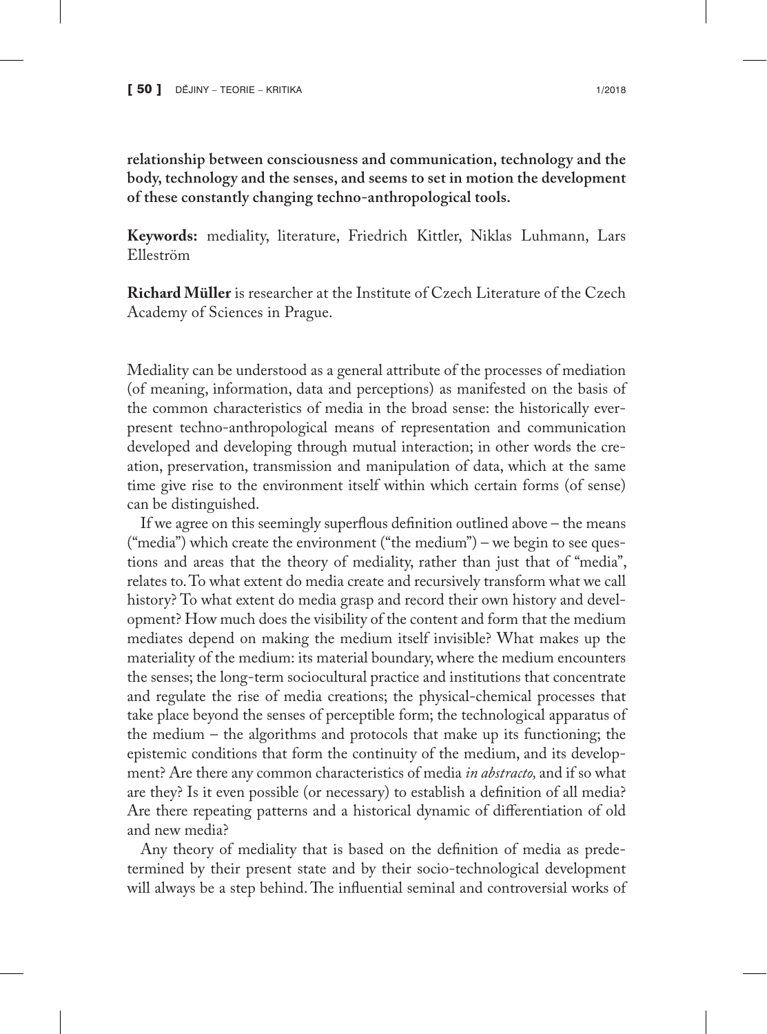**relationship between consciousness and communication, technology and the body, technology and the senses, and seems to set in motion the development of these constantly changing techno-anthropological tools.**

**Keywords:** mediality, literature, Friedrich Kittler, Niklas Luhmann, Lars Elleström

**Richard Müller** is researcher at the Institute of Czech Literature of the Czech Academy of Sciences in Prague.

Mediality can be understood as a general attribute of the processes of mediation (of meaning, information, data and perceptions) as manifested on the basis of the common characteristics of media in the broad sense: the historically ever-present techno-anthropological means of representation and communication developed and developing through mutual interaction; in other words the creation, preservation, transmission and manipulation of data, which at the same time give rise to the environment itself within which certain forms (of sense) can be distinguished.

If we agree on this seemingly superflous definition outlined above – the means ("media") which create the environment ("the medium") – we begin to see questions and areas that the theory of mediality, rather than just that of "media", relates to. To what extent do media create and recursively transform what we call history? To what extent do media grasp and record their own history and development? How much does the visibility of the content and form that the medium mediates depend on making the medium itself invisible? What makes up the materiality of the medium: its material boundary, where the medium encounters the senses; the long-term sociocultural practice and institutions that concentrate and regulate the rise of media creations; the physical-chemical processes that take place beyond the senses of perceptible form; the technological apparatus of the medium – the algorithms and protocols that make up its functioning; the epistemic conditions that form the continuity of the medium, and its development? Are there any common characteristics of media *in abstracto,* and if so what are they? Is it even possible (or necessary) to establish a definition of all media? Are there repeating patterns and a historical dynamic of differentiation of old and new media?

Any theory of mediality that is based on the definition of media as predetermined by their present state and by their socio-technological development will always be a step behind. The influential seminal and controversial works of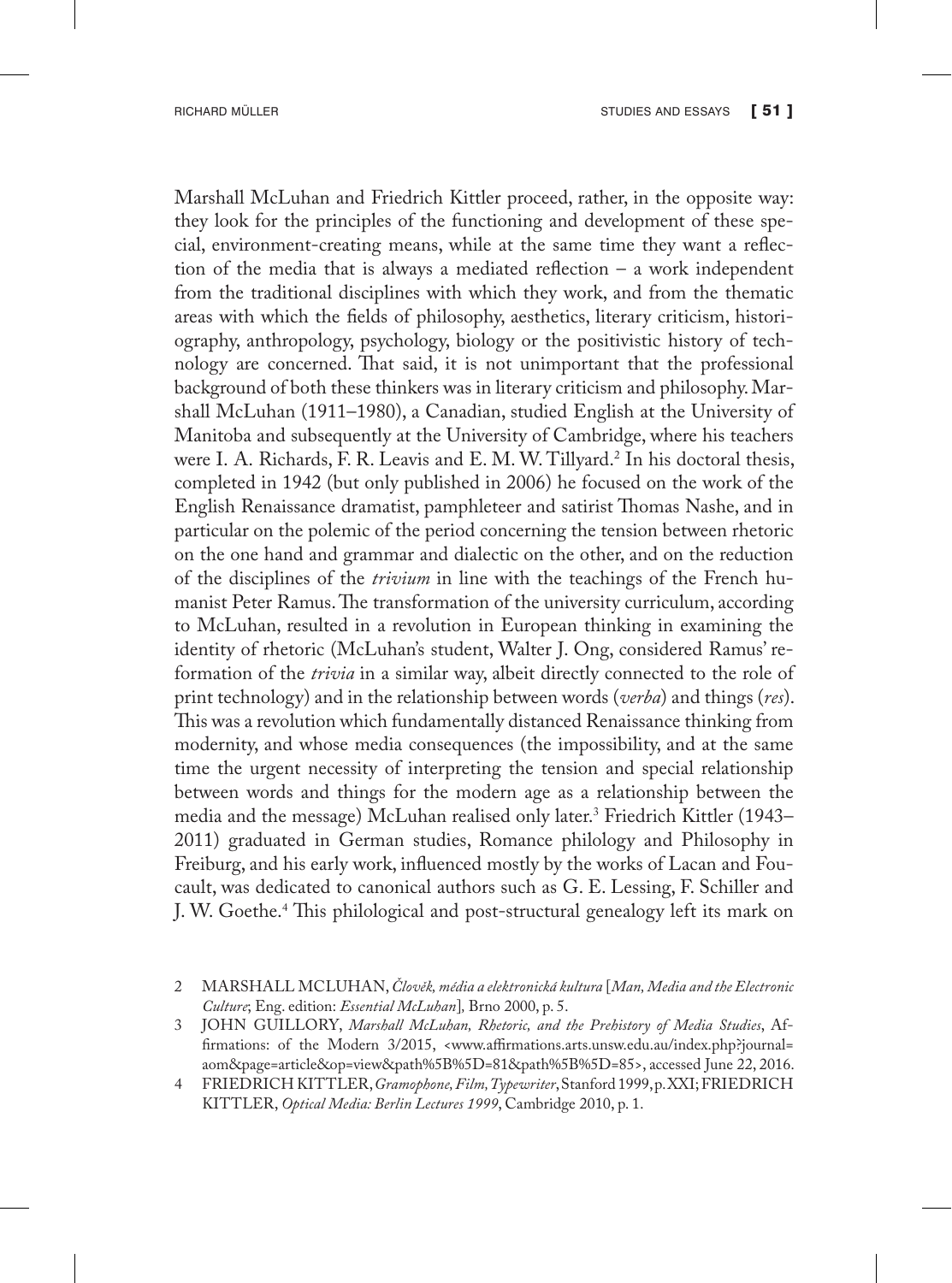Marshall McLuhan and Friedrich Kittler proceed, rather, in the opposite way: they look for the principles of the functioning and development of these special, environment-creating means, while at the same time they want a reflection of the media that is always a mediated reflection – a work independent from the traditional disciplines with which they work, and from the thematic areas with which the fields of philosophy, aesthetics, literary criticism, historiography, anthropology, psychology, biology or the positivistic history of technology are concerned. That said, it is not unimportant that the professional background of both these thinkers was in literary criticism and philosophy. Marshall McLuhan (1911–1980), a Canadian, studied English at the University of Manitoba and subsequently at the University of Cambridge, where his teachers were I. A. Richards, F. R. Leavis and E. M. W. Tillyard.[2] In his doctoral thesis, completed in 1942 (but only published in 2006) he focused on the work of the English Renaissance dramatist, pamphleteer and satirist Thomas Nashe, and in particular on the polemic of the period concerning the tension between rhetoric on the one hand and grammar and dialectic on the other, and on the reduction of the disciplines of the *trivium* in line with the teachings of the French humanist Peter Ramus. The transformation of the university curriculum, according to McLuhan, resulted in a revolution in European thinking in examining the identity of rhetoric (McLuhan's student, Walter J. Ong, considered Ramus' reformation of the *trivia* in a similar way, albeit directly connected to the role of print technology) and in the relationship between words (*verba*) and things (*res*). This was a revolution which fundamentally distanced Renaissance thinking from modernity, and whose media consequences (the impossibility, and at the same time the urgent necessity of interpreting the tension and special relationship between words and things for the modern age as a relationship between the media and the message) McLuhan realised only later.[3] Friedrich Kittler (1943–2011) graduated in German studies, Romance philology and Philosophy in Freiburg, and his early work, influenced mostly by the works of Lacan and Foucault, was dedicated to canonical authors such as G. E. Lessing, F. Schiller and J. W. Goethe.[4] This philological and post-structural genealogy left its mark on

2 MARSHALL MCLUHAN, *Člověk, média a elektronická kultura* [*Man, Media and the Electronic Culture*; Eng. edition: *Essential McLuhan*], Brno 2000, p. 5.

3 JOHN GUILLORY, *Marshall McLuhan, Rhetoric, and the Prehistory of Media Studies*, Affirmations: of the Modern 3/2015, <www.affirmations.arts.unsw.edu.au/index.php?journal=aom&page=article&op=view&path%5B%5D=81&path%5B%5D=85>, accessed June 22, 2016.

4 FRIEDRICH KITTLER, *Gramophone, Film, Typewriter*, Stanford 1999, p. XXI; FRIEDRICH KITTLER, *Optical Media: Berlin Lectures 1999*, Cambridge 2010, p. 1.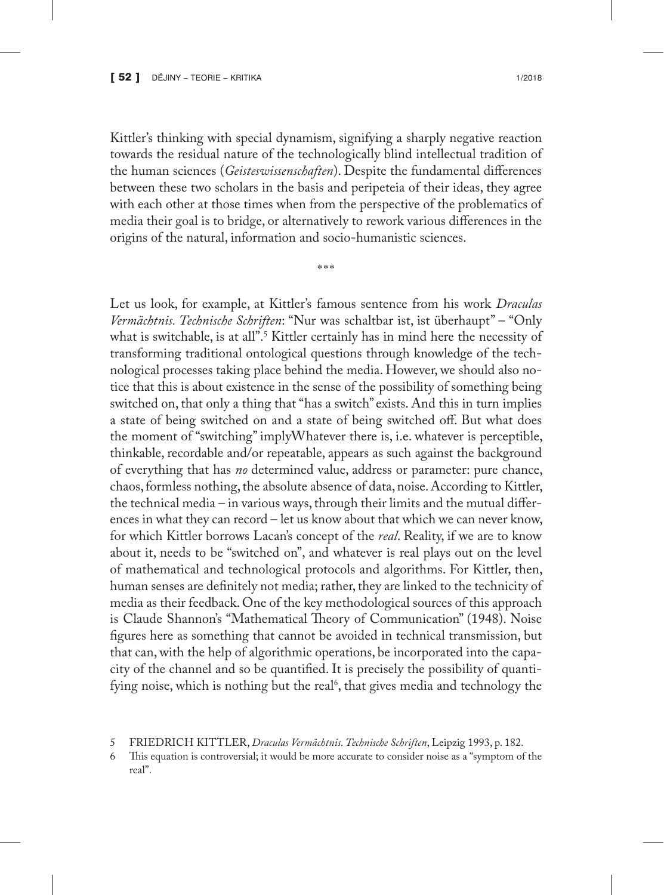Kittler's thinking with special dynamism, signifying a sharply negative reaction towards the residual nature of the technologically blind intellectual tradition of the human sciences (*Geisteswissenschaften*). Despite the fundamental differences between these two scholars in the basis and peripeteia of their ideas, they agree with each other at those times when from the perspective of the problematics of media their goal is to bridge, or alternatively to rework various differences in the origins of the natural, information and socio-humanistic sciences.

\*\*\*

Let us look, for example, at Kittler's famous sentence from his work *Draculas Vermächtnis. Technische Schriften*: "Nur was schaltbar ist, ist überhaupt" – "Only what is switchable, is at all".[5] Kittler certainly has in mind here the necessity of transforming traditional ontological questions through knowledge of the technological processes taking place behind the media. However, we should also notice that this is about existence in the sense of the possibility of something being switched on, that only a thing that "has a switch" exists. And this in turn implies a state of being switched on and a state of being switched off. But what does the moment of "switching" implyWhatever there is, i.e. whatever is perceptible, thinkable, recordable and/or repeatable, appears as such against the background of everything that has *no* determined value, address or parameter: pure chance, chaos, formless nothing, the absolute absence of data, noise. According to Kittler, the technical media – in various ways, through their limits and the mutual differences in what they can record – let us know about that which we can never know, for which Kittler borrows Lacan's concept of the *real*. Reality, if we are to know about it, needs to be "switched on", and whatever is real plays out on the level of mathematical and technological protocols and algorithms. For Kittler, then, human senses are definitely not media; rather, they are linked to the technicity of media as their feedback. One of the key methodological sources of this approach is Claude Shannon's "Mathematical Theory of Communication" (1948). Noise figures here as something that cannot be avoided in technical transmission, but that can, with the help of algorithmic operations, be incorporated into the capacity of the channel and so be quantified. It is precisely the possibility of quantifying noise, which is nothing but the real[6], that gives media and technology the

5 FRIEDRICH KITTLER, *Draculas Vermächtnis. Technische Schriften*, Leipzig 1993, p. 182.

6 This equation is controversial; it would be more accurate to consider noise as a "symptom of the real".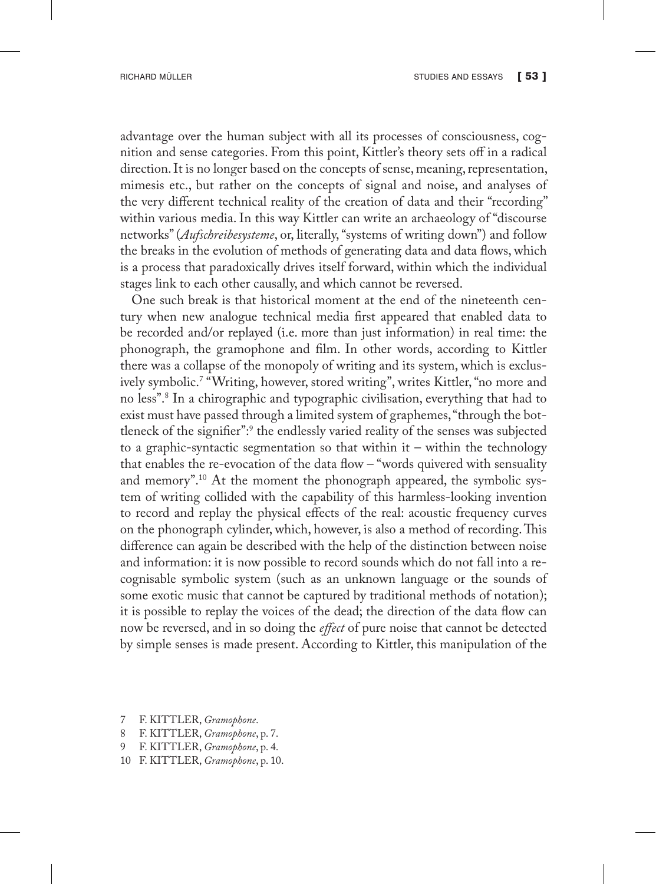advantage over the human subject with all its processes of consciousness, cognition and sense categories. From this point, Kittler's theory sets off in a radical direction. It is no longer based on the concepts of sense, meaning, representation, mimesis etc., but rather on the concepts of signal and noise, and analyses of the very different technical reality of the creation of data and their "recording" within various media. In this way Kittler can write an archaeology of "discourse networks" (*Aufschreibesysteme*, or, literally, "systems of writing down") and follow the breaks in the evolution of methods of generating data and data flows, which is a process that paradoxically drives itself forward, within which the individual stages link to each other causally, and which cannot be reversed.

One such break is that historical moment at the end of the nineteenth century when new analogue technical media first appeared that enabled data to be recorded and/or replayed (i.e. more than just information) in real time: the phonograph, the gramophone and film. In other words, according to Kittler there was a collapse of the monopoly of writing and its system, which is exclusively symbolic.[7] "Writing, however, stored writing", writes Kittler, "no more and no less".[8] In a chirographic and typographic civilisation, everything that had to exist must have passed through a limited system of graphemes, "through the bottleneck of the signifier":[9] the endlessly varied reality of the senses was subjected to a graphic-syntactic segmentation so that within it – within the technology that enables the re-evocation of the data flow – "words quivered with sensuality and memory".[10] At the moment the phonograph appeared, the symbolic system of writing collided with the capability of this harmless-looking invention to record and replay the physical effects of the real: acoustic frequency curves on the phonograph cylinder, which, however, is also a method of recording. This difference can again be described with the help of the distinction between noise and information: it is now possible to record sounds which do not fall into a recognisable symbolic system (such as an unknown language or the sounds of some exotic music that cannot be captured by traditional methods of notation); it is possible to replay the voices of the dead; the direction of the data flow can now be reversed, and in so doing the *effect* of pure noise that cannot be detected by simple senses is made present. According to Kittler, this manipulation of the

7 F. KITTLER, *Gramophone*.

8 F. KITTLER, *Gramophone*, p. 7.

9 F. KITTLER, *Gramophone*, p. 4.

10 F. KITTLER, *Gramophone*, p. 10.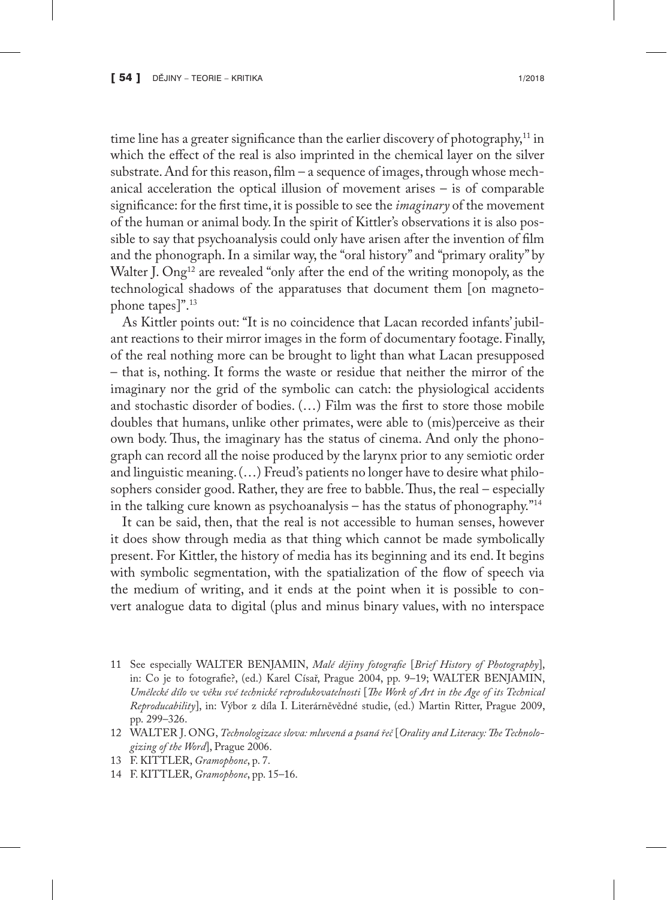time line has a greater significance than the earlier discovery of photography,[11] in which the effect of the real is also imprinted in the chemical layer on the silver substrate. And for this reason, film – a sequence of images, through whose mechanical acceleration the optical illusion of movement arises – is of comparable significance: for the first time, it is possible to see the *imaginary* of the movement of the human or animal body. In the spirit of Kittler's observations it is also possible to say that psychoanalysis could only have arisen after the invention of film and the phonograph. In a similar way, the "oral history" and "primary orality" by Walter J. Ong[12] are revealed "only after the end of the writing monopoly, as the technological shadows of the apparatuses that document them [on magnetophone tapes]".[13]

As Kittler points out: "It is no coincidence that Lacan recorded infants' jubilant reactions to their mirror images in the form of documentary footage. Finally, of the real nothing more can be brought to light than what Lacan presupposed – that is, nothing. It forms the waste or residue that neither the mirror of the imaginary nor the grid of the symbolic can catch: the physiological accidents and stochastic disorder of bodies. (…) Film was the first to store those mobile doubles that humans, unlike other primates, were able to (mis)perceive as their own body. Thus, the imaginary has the status of cinema. And only the phonograph can record all the noise produced by the larynx prior to any semiotic order and linguistic meaning. (…) Freud's patients no longer have to desire what philosophers consider good. Rather, they are free to babble. Thus, the real – especially in the talking cure known as psychoanalysis – has the status of phonography."[14]

It can be said, then, that the real is not accessible to human senses, however it does show through media as that thing which cannot be made symbolically present. For Kittler, the history of media has its beginning and its end. It begins with symbolic segmentation, with the spatialization of the flow of speech via the medium of writing, and it ends at the point when it is possible to convert analogue data to digital (plus and minus binary values, with no interspace

11 See especially WALTER BENJAMIN, *Malé dějiny fotografie* [*Brief History of Photography*], in: Co je to fotografie?, (ed.) Karel Císař, Prague 2004, pp. 9–19; WALTER BENJAMIN, *Umělecké dílo ve věku své technické reprodukovatelnosti* [*The Work of Art in the Age of its Technical Reproducability*], in: Výbor z díla I. Literárněvědné studie, (ed.) Martin Ritter, Prague 2009, pp. 299–326.

12 WALTER J. ONG, *Technologizace slova: mluvená a psaná řeč* [*Orality and Literacy: The Technologizing of the Word*], Prague 2006.

13 F. KITTLER, *Gramophone*, p. 7.

14 F. KITTLER, *Gramophone*, pp. 15–16.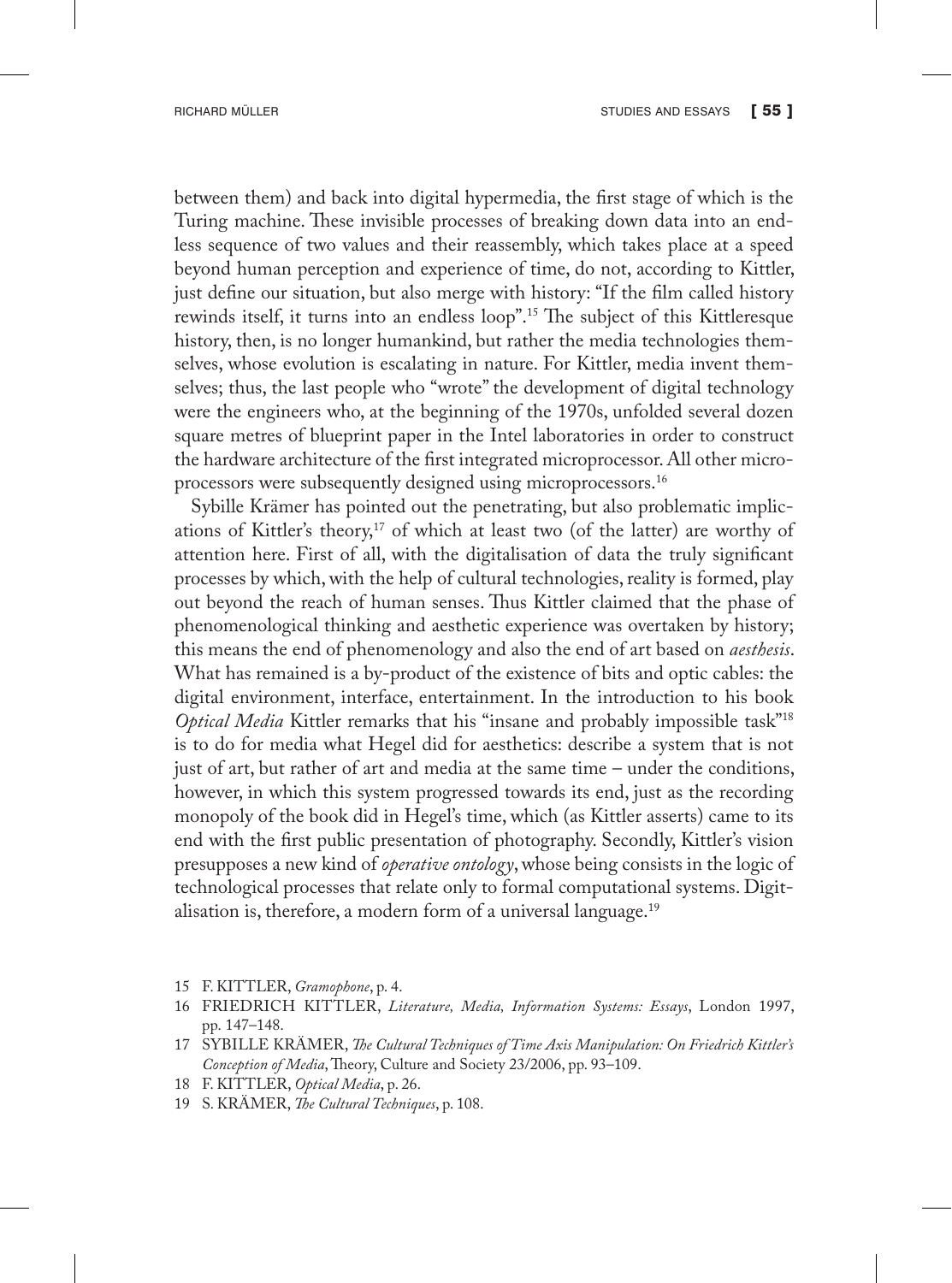between them) and back into digital hypermedia, the first stage of which is the Turing machine. These invisible processes of breaking down data into an endless sequence of two values and their reassembly, which takes place at a speed beyond human perception and experience of time, do not, according to Kittler, just define our situation, but also merge with history: "If the film called history rewinds itself, it turns into an endless loop".[15] The subject of this Kittleresque history, then, is no longer humankind, but rather the media technologies themselves, whose evolution is escalating in nature. For Kittler, media invent themselves; thus, the last people who "wrote" the development of digital technology were the engineers who, at the beginning of the 1970s, unfolded several dozen square metres of blueprint paper in the Intel laboratories in order to construct the hardware architecture of the first integrated microprocessor. All other microprocessors were subsequently designed using microprocessors.[16]

Sybille Krämer has pointed out the penetrating, but also problematic implications of Kittler's theory,[17] of which at least two (of the latter) are worthy of attention here. First of all, with the digitalisation of data the truly significant processes by which, with the help of cultural technologies, reality is formed, play out beyond the reach of human senses. Thus Kittler claimed that the phase of phenomenological thinking and aesthetic experience was overtaken by history; this means the end of phenomenology and also the end of art based on *aesthesis*. What has remained is a by-product of the existence of bits and optic cables: the digital environment, interface, entertainment. In the introduction to his book *Optical Media* Kittler remarks that his "insane and probably impossible task"[18] is to do for media what Hegel did for aesthetics: describe a system that is not just of art, but rather of art and media at the same time – under the conditions, however, in which this system progressed towards its end, just as the recording monopoly of the book did in Hegel's time, which (as Kittler asserts) came to its end with the first public presentation of photography. Secondly, Kittler's vision presupposes a new kind of *operative ontology*, whose being consists in the logic of technological processes that relate only to formal computational systems. Digitalisation is, therefore, a modern form of a universal language.[19]

15 F. KITTLER, *Gramophone*, p. 4.

16 FRIEDRICH KITTLER, *Literature, Media, Information Systems: Essays*, London 1997, pp. 147–148.

17 SYBILLE KRÄMER, *The Cultural Techniques of Time Axis Manipulation: On Friedrich Kittler's Conception of Media*, Theory, Culture and Society 23/2006, pp. 93–109.

18 F. KITTLER, *Optical Media*, p. 26.

19 S. KRÄMER, *The Cultural Techniques*, p. 108.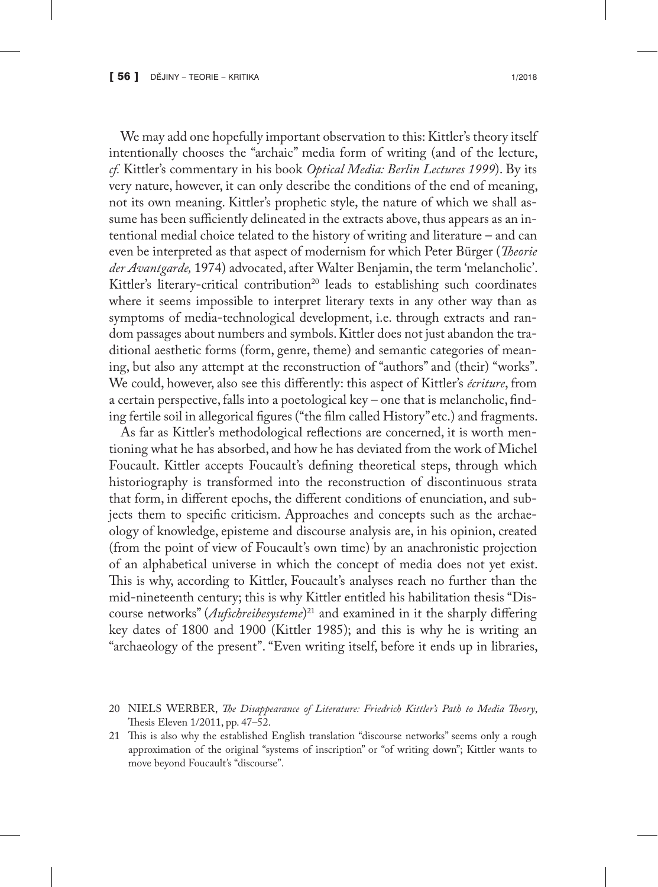We may add one hopefully important observation to this: Kittler's theory itself intentionally chooses the "archaic" media form of writing (and of the lecture, *cf.* Kittler's commentary in his book *Optical Media: Berlin Lectures 1999*). By its very nature, however, it can only describe the conditions of the end of meaning, not its own meaning. Kittler's prophetic style, the nature of which we shall assume has been sufficiently delineated in the extracts above, thus appears as an intentional medial choice telated to the history of writing and literature – and can even be interpreted as that aspect of modernism for which Peter Bürger (*Theorie der Avantgarde,* 1974) advocated, after Walter Benjamin, the term 'melancholic'. Kittler's literary-critical contribution[20] leads to establishing such coordinates where it seems impossible to interpret literary texts in any other way than as symptoms of media-technological development, i.e. through extracts and random passages about numbers and symbols. Kittler does not just abandon the traditional aesthetic forms (form, genre, theme) and semantic categories of meaning, but also any attempt at the reconstruction of "authors" and (their) "works". We could, however, also see this differently: this aspect of Kittler's *écriture*, from a certain perspective, falls into a poetological key – one that is melancholic, finding fertile soil in allegorical figures ("the film called History" etc.) and fragments.

As far as Kittler's methodological reflections are concerned, it is worth mentioning what he has absorbed, and how he has deviated from the work of Michel Foucault. Kittler accepts Foucault's defining theoretical steps, through which historiography is transformed into the reconstruction of discontinuous strata that form, in different epochs, the different conditions of enunciation, and subjects them to specific criticism. Approaches and concepts such as the archaeology of knowledge, episteme and discourse analysis are, in his opinion, created (from the point of view of Foucault's own time) by an anachronistic projection of an alphabetical universe in which the concept of media does not yet exist. This is why, according to Kittler, Foucault's analyses reach no further than the mid-nineteenth century; this is why Kittler entitled his habilitation thesis "Discourse networks" (*Aufschreibesysteme*)[21] and examined in it the sharply differing key dates of 1800 and 1900 (Kittler 1985); and this is why he is writing an "archaeology of the present". "Even writing itself, before it ends up in libraries,

20 NIELS WERBER, *The Disappearance of Literature: Friedrich Kittler's Path to Media Theory*, Thesis Eleven 1/2011, pp. 47–52.

21 This is also why the established English translation "discourse networks" seems only a rough approximation of the original "systems of inscription" or "of writing down"; Kittler wants to move beyond Foucault's "discourse".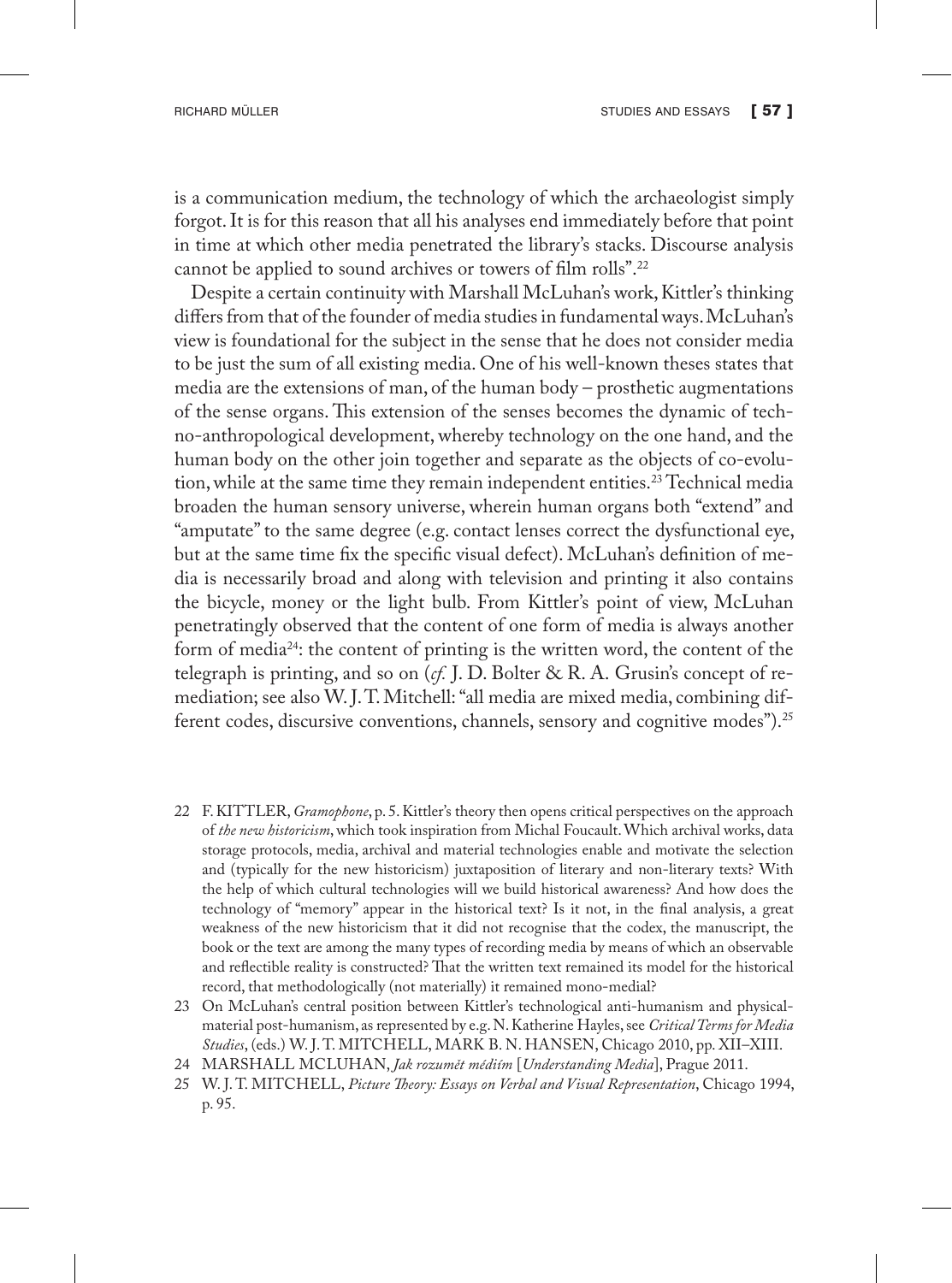is a communication medium, the technology of which the archaeologist simply forgot. It is for this reason that all his analyses end immediately before that point in time at which other media penetrated the library's stacks. Discourse analysis cannot be applied to sound archives or towers of film rolls".[22]

Despite a certain continuity with Marshall McLuhan's work, Kittler's thinking differs from that of the founder of media studies in fundamental ways. McLuhan's view is foundational for the subject in the sense that he does not consider media to be just the sum of all existing media. One of his well-known theses states that media are the extensions of man, of the human body – prosthetic augmentations of the sense organs. This extension of the senses becomes the dynamic of techno-anthropological development, whereby technology on the one hand, and the human body on the other join together and separate as the objects of co-evolution, while at the same time they remain independent entities.[23] Technical media broaden the human sensory universe, wherein human organs both "extend" and "amputate" to the same degree (e.g. contact lenses correct the dysfunctional eye, but at the same time fix the specific visual defect). McLuhan's definition of media is necessarily broad and along with television and printing it also contains the bicycle, money or the light bulb. From Kittler's point of view, McLuhan penetratingly observed that the content of one form of media is always another form of media[24]: the content of printing is the written word, the content of the telegraph is printing, and so on (*cf.* J. D. Bolter & R. A. Grusin's concept of remediation; see also W. J. T. Mitchell: "all media are mixed media, combining different codes, discursive conventions, channels, sensory and cognitive modes").[25]

22 F. KITTLER, *Gramophone*, p. 5. Kittler's theory then opens critical perspectives on the approach of *the new historicism*, which took inspiration from Michal Foucault. Which archival works, data storage protocols, media, archival and material technologies enable and motivate the selection and (typically for the new historicism) juxtaposition of literary and non-literary texts? With the help of which cultural technologies will we build historical awareness? And how does the technology of "memory" appear in the historical text? Is it not, in the final analysis, a great weakness of the new historicism that it did not recognise that the codex, the manuscript, the book or the text are among the many types of recording media by means of which an observable and reflectible reality is constructed? That the written text remained its model for the historical record, that methodologically (not materially) it remained mono-medial?

23 On McLuhan's central position between Kittler's technological anti-humanism and physical-material post-humanism, as represented by e.g. N. Katherine Hayles, see *Critical Terms for Media Studies*, (eds.) W. J. T. MITCHELL, MARK B. N. HANSEN, Chicago 2010, pp. XII–XIII.

24 MARSHALL MCLUHAN, *Jak rozumět médiím* [*Understanding Media*], Prague 2011.

25 W. J. T. MITCHELL, *Picture Theory: Essays on Verbal and Visual Representation*, Chicago 1994, p. 95.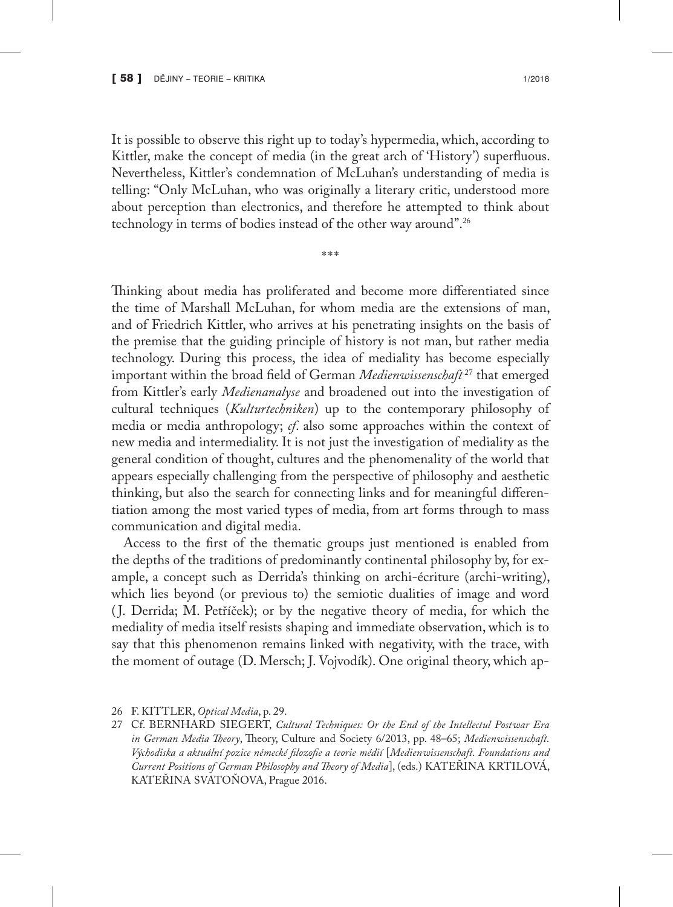It is possible to observe this right up to today's hypermedia, which, according to Kittler, make the concept of media (in the great arch of 'History') superfluous. Nevertheless, Kittler's condemnation of McLuhan's understanding of media is telling: "Only McLuhan, who was originally a literary critic, understood more about perception than electronics, and therefore he attempted to think about technology in terms of bodies instead of the other way around".[26]

\*\*\*

Thinking about media has proliferated and become more differentiated since the time of Marshall McLuhan, for whom media are the extensions of man, and of Friedrich Kittler, who arrives at his penetrating insights on the basis of the premise that the guiding principle of history is not man, but rather media technology. During this process, the idea of mediality has become especially important within the broad field of German *Medienwissenschaft*[27] that emerged from Kittler's early *Medienanalyse* and broadened out into the investigation of cultural techniques (*Kulturtechniken*) up to the contemporary philosophy of media or media anthropology; *cf*. also some approaches within the context of new media and intermediality. It is not just the investigation of mediality as the general condition of thought, cultures and the phenomenality of the world that appears especially challenging from the perspective of philosophy and aesthetic thinking, but also the search for connecting links and for meaningful differentiation among the most varied types of media, from art forms through to mass communication and digital media.

Access to the first of the thematic groups just mentioned is enabled from the depths of the traditions of predominantly continental philosophy by, for example, a concept such as Derrida's thinking on archi-écriture (archi-writing), which lies beyond (or previous to) the semiotic dualities of image and word (J. Derrida; M. Petříček); or by the negative theory of media, for which the mediality of media itself resists shaping and immediate observation, which is to say that this phenomenon remains linked with negativity, with the trace, with the moment of outage (D. Mersch; J. Vojvodík). One original theory, which ap-

26 F. KITTLER, *Optical Media*, p. 29.

27 Cf. BERNHARD SIEGERT, *Cultural Techniques: Or the End of the Intellectul Post-war Era in German Media Theory*, Theory, Culture and Society 6/2013, pp. 48–65; *Medienwissenschaft. Východiska a aktuální pozice německé filozofie a teorie médií* [*Medienwissenschaft. Foundations and Current Positions of German Philosophy and Theory of Media*], (eds.) KATEŘINA KRTILOVÁ, KATEŘINA SVATOŇOVA, Prague 2016.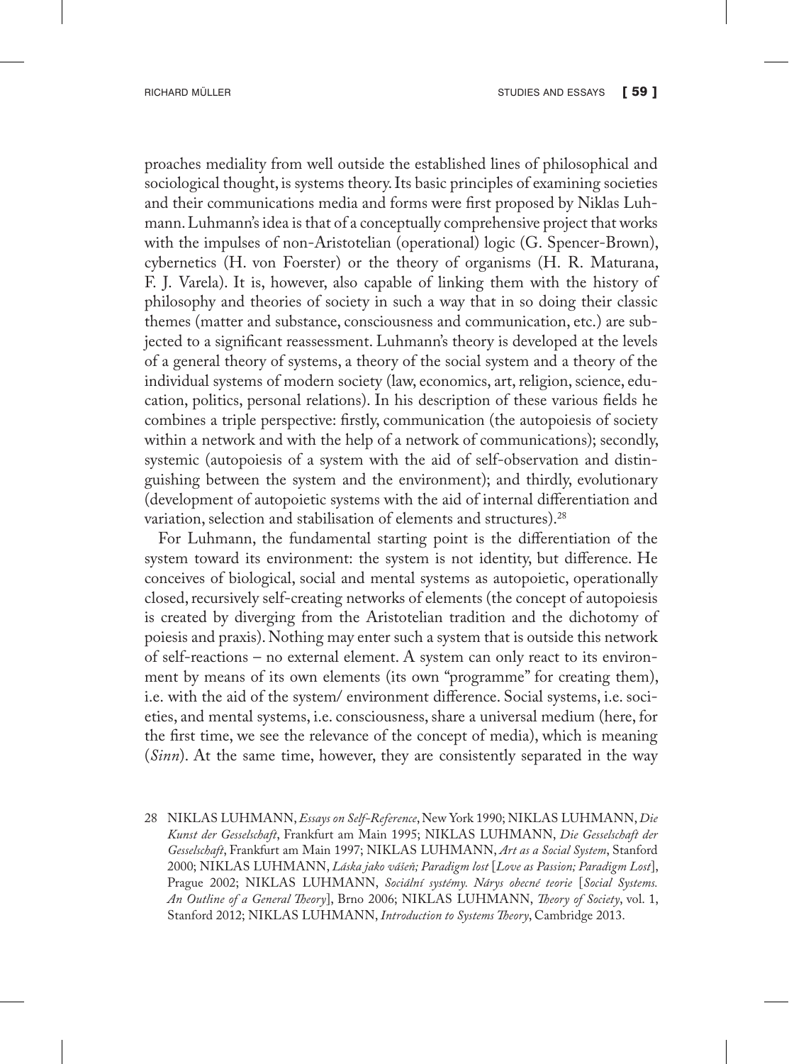proaches mediality from well outside the established lines of philosophical and sociological thought, is systems theory. Its basic principles of examining societies and their communications media and forms were first proposed by Niklas Luhmann. Luhmann's idea is that of a conceptually comprehensive project that works with the impulses of non-Aristotelian (operational) logic (G. Spencer-Brown), cybernetics (H. von Foerster) or the theory of organisms (H. R. Maturana, F. J. Varela). It is, however, also capable of linking them with the history of philosophy and theories of society in such a way that in so doing their classic themes (matter and substance, consciousness and communication, etc.) are subjected to a significant reassessment. Luhmann's theory is developed at the levels of a general theory of systems, a theory of the social system and a theory of the individual systems of modern society (law, economics, art, religion, science, education, politics, personal relations). In his description of these various fields he combines a triple perspective: firstly, communication (the autopoiesis of society within a network and with the help of a network of communications); secondly, systemic (autopoiesis of a system with the aid of self-observation and distinguishing between the system and the environment); and thirdly, evolutionary (development of autopoietic systems with the aid of internal differentiation and variation, selection and stabilisation of elements and structures).[28]

For Luhmann, the fundamental starting point is the differentiation of the system toward its environment: the system is not identity, but difference. He conceives of biological, social and mental systems as autopoietic, operationally closed, recursively self-creating networks of elements (the concept of autopoiesis is created by diverging from the Aristotelian tradition and the dichotomy of poiesis and praxis). Nothing may enter such a system that is outside this network of self-reactions – no external element. A system can only react to its environment by means of its own elements (its own "programme" for creating them), i.e. with the aid of the system/ environment difference. Social systems, i.e. societies, and mental systems, i.e. consciousness, share a universal medium (here, for the first time, we see the relevance of the concept of media), which is meaning (*Sinn*). At the same time, however, they are consistently separated in the way

28 NIKLAS LUHMANN, *Essays on Self-Reference*, New York 1990; NIKLAS LUHMANN, *Die Kunst der Gesselschaft*, Frankfurt am Main 1995; NIKLAS LUHMANN, *Die Gesselschaft der Gesselschaft*, Frankfurt am Main 1997; NIKLAS LUHMANN, *Art as a Social System*, Stanford 2000; NIKLAS LUHMANN, *Láska jako vášeň; Paradigm lost* [*Love as Passion; Paradigm Lost*], Prague 2002; NIKLAS LUHMANN, *Sociální systémy. Nárys obecné teorie* [*Social Systems. An Outline of a General Theory*], Brno 2006; NIKLAS LUHMANN, *Theory of Society*, vol. 1, Stanford 2012; NIKLAS LUHMANN, *Introduction to Systems Theory*, Cambridge 2013.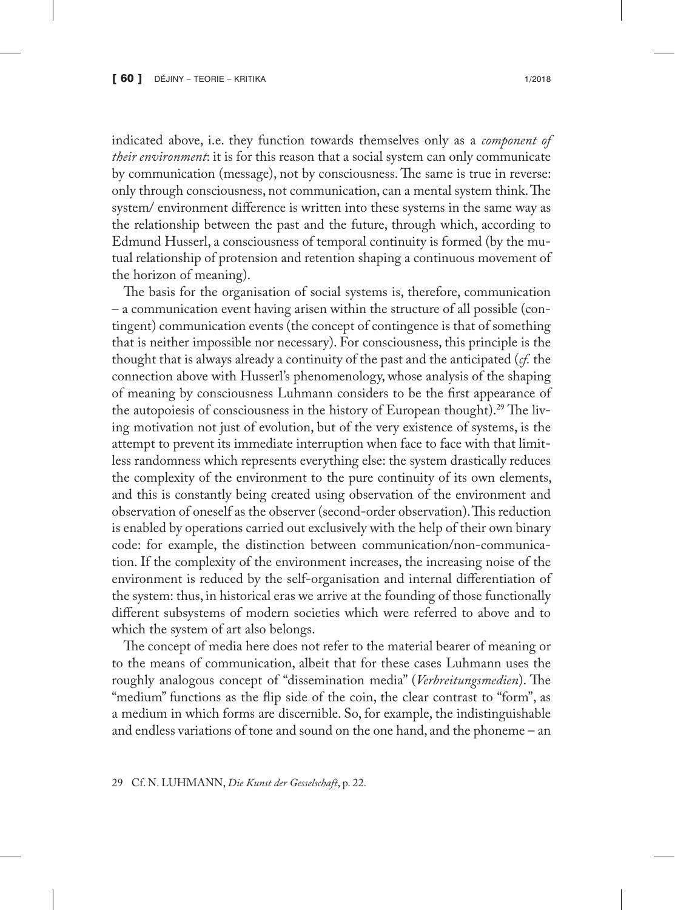indicated above, i.e. they function towards themselves only as a *component of their environment*: it is for this reason that a social system can only communicate by communication (message), not by consciousness. The same is true in reverse: only through consciousness, not communication, can a mental system think. The system/ environment difference is written into these systems in the same way as the relationship between the past and the future, through which, according to Edmund Husserl, a consciousness of temporal continuity is formed (by the mutual relationship of protension and retention shaping a continuous movement of the horizon of meaning).

The basis for the organisation of social systems is, therefore, communication – a communication event having arisen within the structure of all possible (contingent) communication events (the concept of contingence is that of something that is neither impossible nor necessary). For consciousness, this principle is the thought that is always already a continuity of the past and the anticipated (*cf.* the connection above with Husserl's phenomenology, whose analysis of the shaping of meaning by consciousness Luhmann considers to be the first appearance of the autopoiesis of consciousness in the history of European thought).[29] The living motivation not just of evolution, but of the very existence of systems, is the attempt to prevent its immediate interruption when face to face with that limitless randomness which represents everything else: the system drastically reduces the complexity of the environment to the pure continuity of its own elements, and this is constantly being created using observation of the environment and observation of oneself as the observer (second-order observation). This reduction is enabled by operations carried out exclusively with the help of their own binary code: for example, the distinction between communication/non-communication. If the complexity of the environment increases, the increasing noise of the environment is reduced by the self-organisation and internal differentiation of the system: thus, in historical eras we arrive at the founding of those functionally different subsystems of modern societies which were referred to above and to which the system of art also belongs.

The concept of media here does not refer to the material bearer of meaning or to the means of communication, albeit that for these cases Luhmann uses the roughly analogous concept of "dissemination media" (*Verbreitungsmedien*). The "medium" functions as the flip side of the coin, the clear contrast to "form", as a medium in which forms are discernible. So, for example, the indistinguishable and endless variations of tone and sound on the one hand, and the phoneme – an

29 Cf. N. LUHMANN, *Die Kunst der Gesselschaft*, p. 22.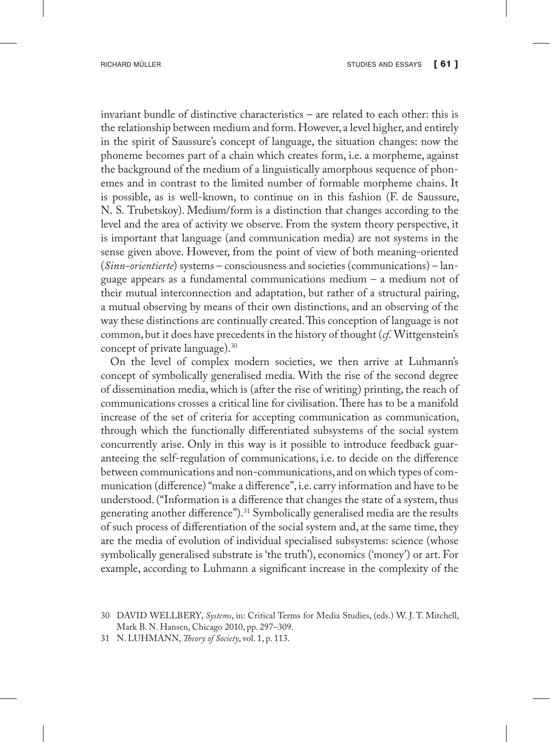invariant bundle of distinctive characteristics – are related to each other: this is the relationship between medium and form. However, a level higher, and entirely in the spirit of Saussure's concept of language, the situation changes: now the phoneme becomes part of a chain which creates form, i.e. a morpheme, against the background of the medium of a linguistically amorphous sequence of phonemes and in contrast to the limited number of formable morpheme chains. It is possible, as is well-known, to continue on in this fashion (F. de Saussure, N. S. Trubetskoy). Medium/form is a distinction that changes according to the level and the area of activity we observe. From the system theory perspective, it is important that language (and communication media) are not systems in the sense given above. However, from the point of view of both meaning-oriented (*Sinn-orientierte*) systems – consciousness and societies (communications) – language appears as a fundamental communications medium – a medium not of their mutual interconnection and adaptation, but rather of a structural pairing, a mutual observing by means of their own distinctions, and an observing of the way these distinctions are continually created. This conception of language is not common, but it does have precedents in the history of thought (*cf.* Wittgenstein's concept of private language).[30]

On the level of complex modern societies, we then arrive at Luhmann's concept of symbolically generalised media. With the rise of the second degree of dissemination media, which is (after the rise of writing) printing, the reach of communications crosses a critical line for civilisation. There has to be a manifold increase of the set of criteria for accepting communication as communication, through which the functionally differentiated subsystems of the social system concurrently arise. Only in this way is it possible to introduce feedback guaranteeing the self-regulation of communications, i.e. to decide on the difference between communications and non-communications, and on which types of communication (difference) "make a difference", i.e. carry information and have to be understood. ("Information is a difference that changes the state of a system, thus generating another difference").[31] Symbolically generalised media are the results of such process of differentiation of the social system and, at the same time, they are the media of evolution of individual specialised subsystems: science (whose symbolically generalised substrate is 'the truth'), economics ('money') or art. For example, according to Luhmann a significant increase in the complexity of the

30 DAVID WELLBERY, *Systems*, in: Critical Terms for Media Studies, (eds.) W. J. T. Mitchell, Mark B. N. Hansen, Chicago 2010, pp. 297–309.

31 N. LUHMANN, *Theory of Society*, vol. 1, p. 113.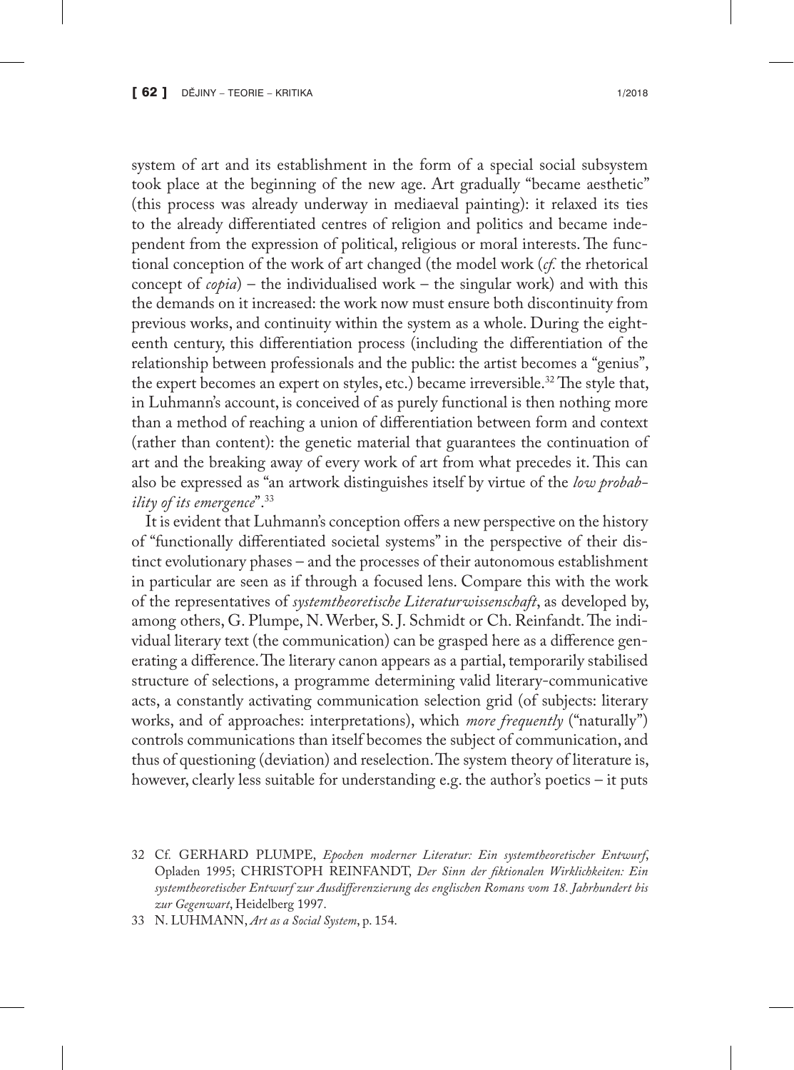system of art and its establishment in the form of a special social subsystem took place at the beginning of the new age. Art gradually "became aesthetic" (this process was already underway in mediaeval painting): it relaxed its ties to the already differentiated centres of religion and politics and became independent from the expression of political, religious or moral interests. The functional conception of the work of art changed (the model work (*cf.* the rhetorical concept of *copia*) – the individualised work – the singular work) and with this the demands on it increased: the work now must ensure both discontinuity from previous works, and continuity within the system as a whole. During the eighteenth century, this differentiation process (including the differentiation of the relationship between professionals and the public: the artist becomes a "genius", the expert becomes an expert on styles, etc.) became irreversible.[32] The style that, in Luhmann's account, is conceived of as purely functional is then nothing more than a method of reaching a union of differentiation between form and context (rather than content): the genetic material that guarantees the continuation of art and the breaking away of every work of art from what precedes it. This can also be expressed as "an artwork distinguishes itself by virtue of the *low probability of its emergence*".[33]

It is evident that Luhmann's conception offers a new perspective on the history of "functionally differentiated societal systems" in the perspective of their distinct evolutionary phases – and the processes of their autonomous establishment in particular are seen as if through a focused lens. Compare this with the work of the representatives of *systemtheoretische Literaturwissenschaft*, as developed by, among others, G. Plumpe, N. Werber, S. J. Schmidt or Ch. Reinfandt. The individual literary text (the communication) can be grasped here as a difference generating a difference. The literary canon appears as a partial, temporarily stabilised structure of selections, a programme determining valid literary-communicative acts, a constantly activating communication selection grid (of subjects: literary works, and of approaches: interpretations), which *more frequently* ("naturally") controls communications than itself becomes the subject of communication, and thus of questioning (deviation) and reselection. The system theory of literature is, however, clearly less suitable for understanding e.g. the author's poetics – it puts

32 Cf. GERHARD PLUMPE, *Epochen moderner Literatur: Ein systemtheoretischer Entwurf*, Opladen 1995; CHRISTOPH REINFANDT, *Der Sinn der fiktionalen Wirklichkeiten: Ein systemtheoretischer Entwurf zur Ausdifferenzierung des englischen Romans vom 18. Jahrhundert bis zur Gegenwart*, Heidelberg 1997.

33 N. LUHMANN, *Art as a Social System*, p. 154.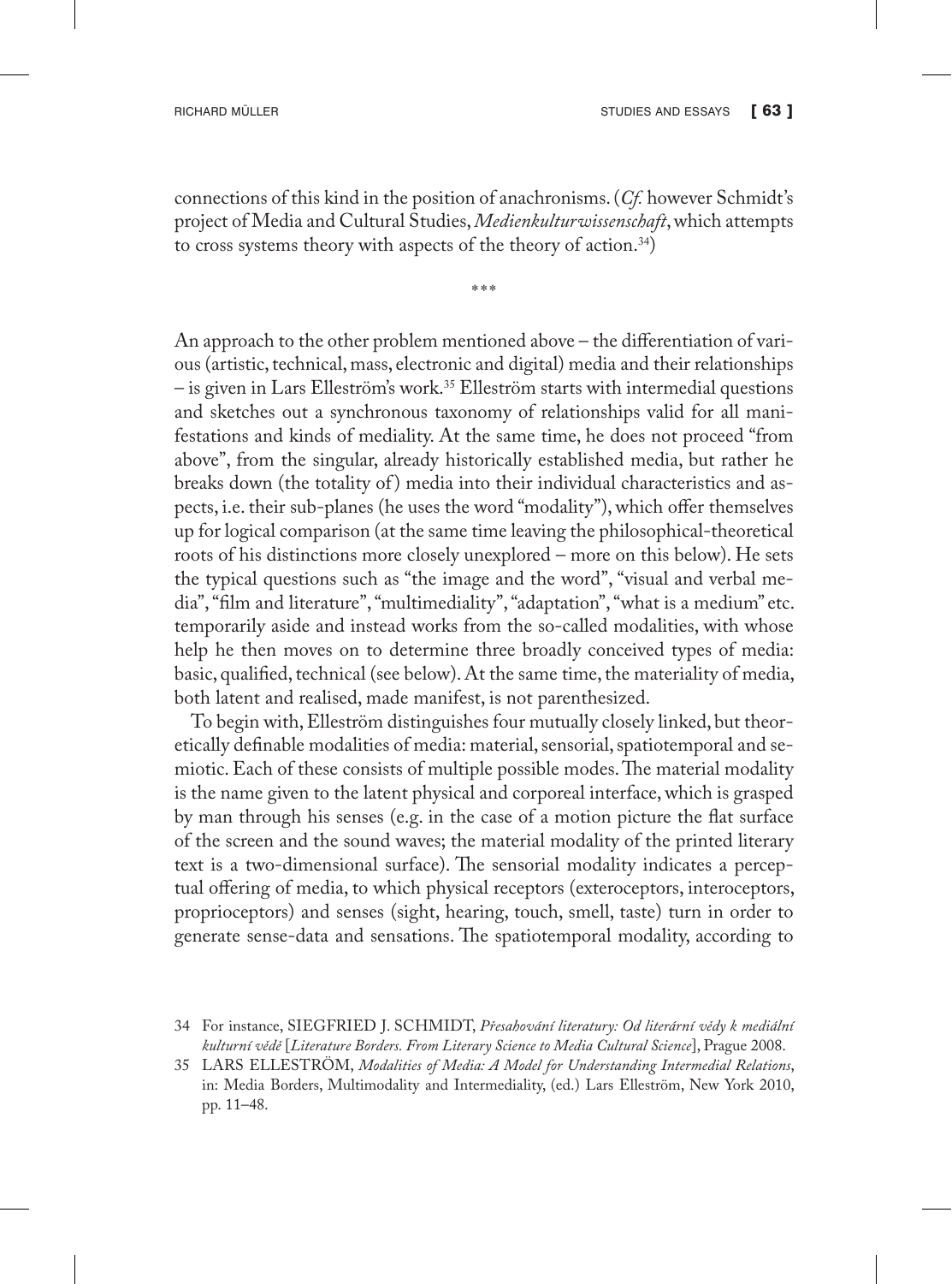connections of this kind in the position of anachronisms. (*Cf.* however Schmidt's project of Media and Cultural Studies, *Medienkulturwissenschaft*, which attempts to cross systems theory with aspects of the theory of action.[34])

\*\*\*

An approach to the other problem mentioned above – the differentiation of various (artistic, technical, mass, electronic and digital) media and their relationships – is given in Lars Elleström's work.[35] Elleström starts with intermedial questions and sketches out a synchronous taxonomy of relationships valid for all manifestations and kinds of mediality. At the same time, he does not proceed "from above", from the singular, already historically established media, but rather he breaks down (the totality of) media into their individual characteristics and aspects, i.e. their sub-planes (he uses the word "modality"), which offer themselves up for logical comparison (at the same time leaving the philosophical-theoretical roots of his distinctions more closely unexplored – more on this below). He sets the typical questions such as "the image and the word", "visual and verbal media", "film and literature", "multimediality", "adaptation", "what is a medium" etc. temporarily aside and instead works from the so-called modalities, with whose help he then moves on to determine three broadly conceived types of media: basic, qualified, technical (see below). At the same time, the materiality of media, both latent and realised, made manifest, is not parenthesized.

To begin with, Elleström distinguishes four mutually closely linked, but theoretically definable modalities of media: material, sensorial, spatiotemporal and semiotic. Each of these consists of multiple possible modes. The material modality is the name given to the latent physical and corporeal interface, which is grasped by man through his senses (e.g. in the case of a motion picture the flat surface of the screen and the sound waves; the material modality of the printed literary text is a two-dimensional surface). The sensorial modality indicates a perceptual offering of media, to which physical receptors (exteroceptors, interoceptors, proprioceptors) and senses (sight, hearing, touch, smell, taste) turn in order to generate sense-data and sensations. The spatiotemporal modality, according to

34 For instance, SIEGFRIED J. SCHMIDT, *Přesahování literatury: Od literární vědy k mediální kulturní vědě* [*Literature Borders. From Literary Science to Media Cultural Science*], Prague 2008.

35 LARS ELLESTRÖM, *Modalities of Media: A Model for Understanding Intermedial Relations*, in: Media Borders, Multimodality and Intermediality, (ed.) Lars Elleström, New York 2010, pp. 11–48.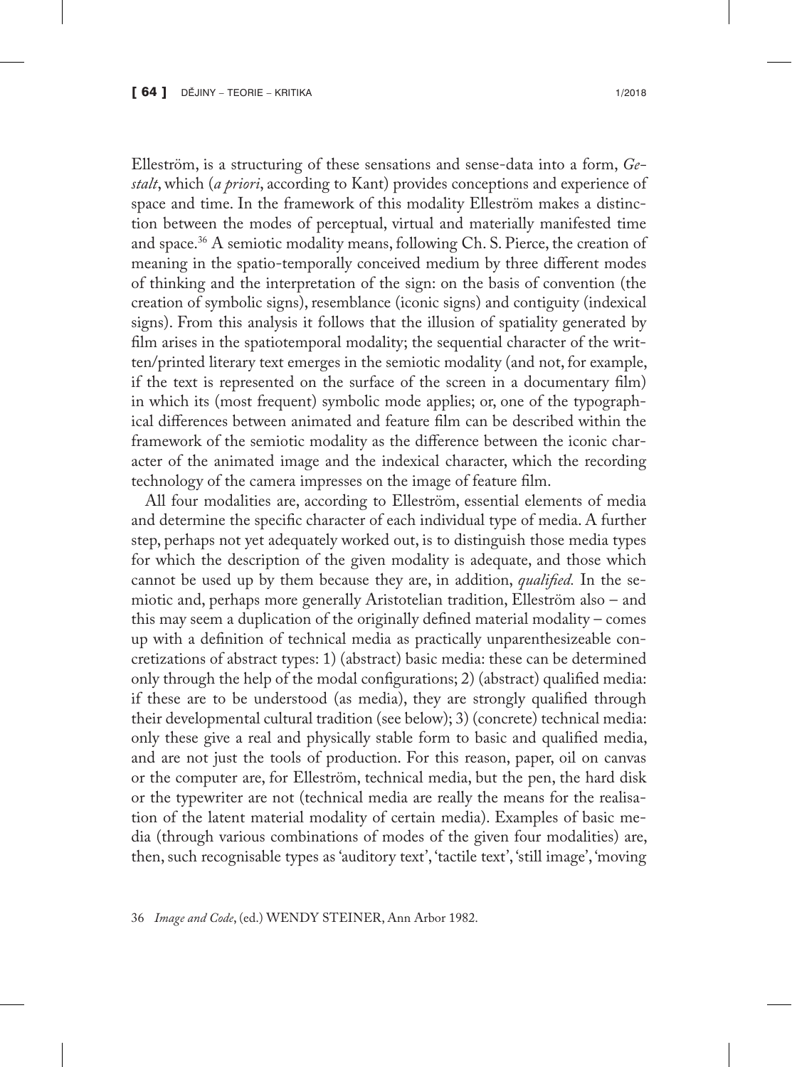Elleström, is a structuring of these sensations and sense-data into a form, *Gestalt*, which (*a priori*, according to Kant) provides conceptions and experience of space and time. In the framework of this modality Elleström makes a distinction between the modes of perceptual, virtual and materially manifested time and space.[36] A semiotic modality means, following Ch. S. Pierce, the creation of meaning in the spatio-temporally conceived medium by three different modes of thinking and the interpretation of the sign: on the basis of convention (the creation of symbolic signs), resemblance (iconic signs) and contiguity (indexical signs). From this analysis it follows that the illusion of spatiality generated by film arises in the spatiotemporal modality; the sequential character of the written/printed literary text emerges in the semiotic modality (and not, for example, if the text is represented on the surface of the screen in a documentary film) in which its (most frequent) symbolic mode applies; or, one of the typographical differences between animated and feature film can be described within the framework of the semiotic modality as the difference between the iconic character of the animated image and the indexical character, which the recording technology of the camera impresses on the image of feature film.

All four modalities are, according to Elleström, essential elements of media and determine the specific character of each individual type of media. A further step, perhaps not yet adequately worked out, is to distinguish those media types for which the description of the given modality is adequate, and those which cannot be used up by them because they are, in addition, *qualified.* In the semiotic and, perhaps more generally Aristotelian tradition, Elleström also – and this may seem a duplication of the originally defined material modality – comes up with a definition of technical media as practically unparenthesizeable concretizations of abstract types: 1) (abstract) basic media: these can be determined only through the help of the modal configurations; 2) (abstract) qualified media: if these are to be understood (as media), they are strongly qualified through their developmental cultural tradition (see below); 3) (concrete) technical media: only these give a real and physically stable form to basic and qualified media, and are not just the tools of production. For this reason, paper, oil on canvas or the computer are, for Elleström, technical media, but the pen, the hard disk or the typewriter are not (technical media are really the means for the realisation of the latent material modality of certain media). Examples of basic media (through various combinations of modes of the given four modalities) are, then, such recognisable types as 'auditory text', 'tactile text', 'still image', 'moving

36 *Image and Code*, (ed.) WENDY STEINER, Ann Arbor 1982.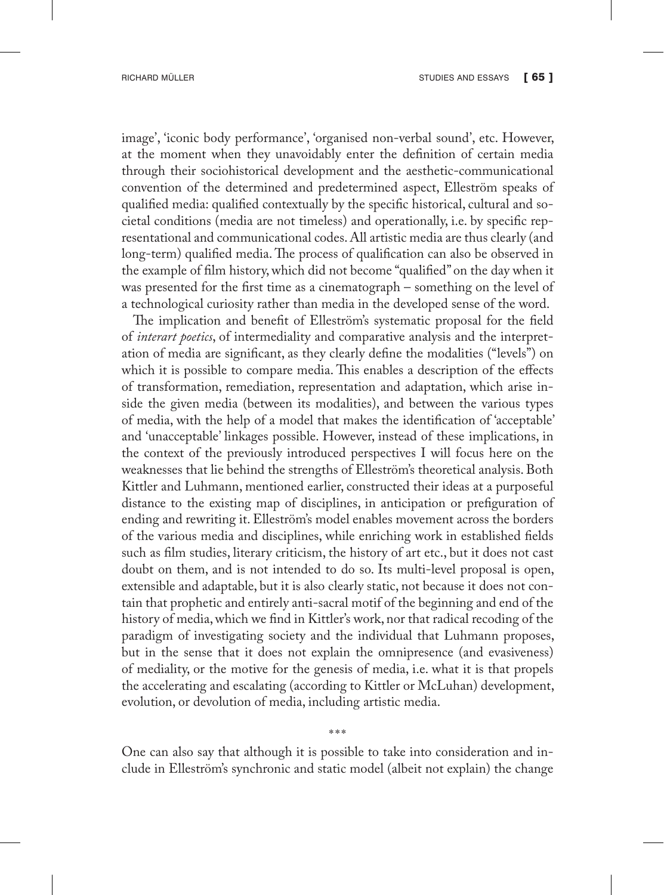image', 'iconic body performance', 'organised non-verbal sound', etc. However, at the moment when they unavoidably enter the definition of certain media through their sociohistorical development and the aesthetic-communicational convention of the determined and predetermined aspect, Elleström speaks of qualified media: qualified contextually by the specific historical, cultural and societal conditions (media are not timeless) and operationally, i.e. by specific representational and communicational codes. All artistic media are thus clearly (and long-term) qualified media. The process of qualification can also be observed in the example of film history, which did not become "qualified" on the day when it was presented for the first time as a cinematograph – something on the level of a technological curiosity rather than media in the developed sense of the word.

The implication and benefit of Elleström's systematic proposal for the field of *interart poetics*, of intermediality and comparative analysis and the interpretation of media are significant, as they clearly define the modalities ("levels") on which it is possible to compare media. This enables a description of the effects of transformation, remediation, representation and adaptation, which arise inside the given media (between its modalities), and between the various types of media, with the help of a model that makes the identification of 'acceptable' and 'unacceptable' linkages possible. However, instead of these implications, in the context of the previously introduced perspectives I will focus here on the weaknesses that lie behind the strengths of Elleström's theoretical analysis. Both Kittler and Luhmann, mentioned earlier, constructed their ideas at a purposeful distance to the existing map of disciplines, in anticipation or prefiguration of ending and rewriting it. Elleström's model enables movement across the borders of the various media and disciplines, while enriching work in established fields such as film studies, literary criticism, the history of art etc., but it does not cast doubt on them, and is not intended to do so. Its multi-level proposal is open, extensible and adaptable, but it is also clearly static, not because it does not contain that prophetic and entirely anti-sacral motif of the beginning and end of the history of media, which we find in Kittler's work, nor that radical recoding of the paradigm of investigating society and the individual that Luhmann proposes, but in the sense that it does not explain the omnipresence (and evasiveness) of mediality, or the motive for the genesis of media, i.e. what it is that propels the accelerating and escalating (according to Kittler or McLuhan) development, evolution, or devolution of media, including artistic media.

\*\*\*

One can also say that although it is possible to take into consideration and include in Elleström's synchronic and static model (albeit not explain) the change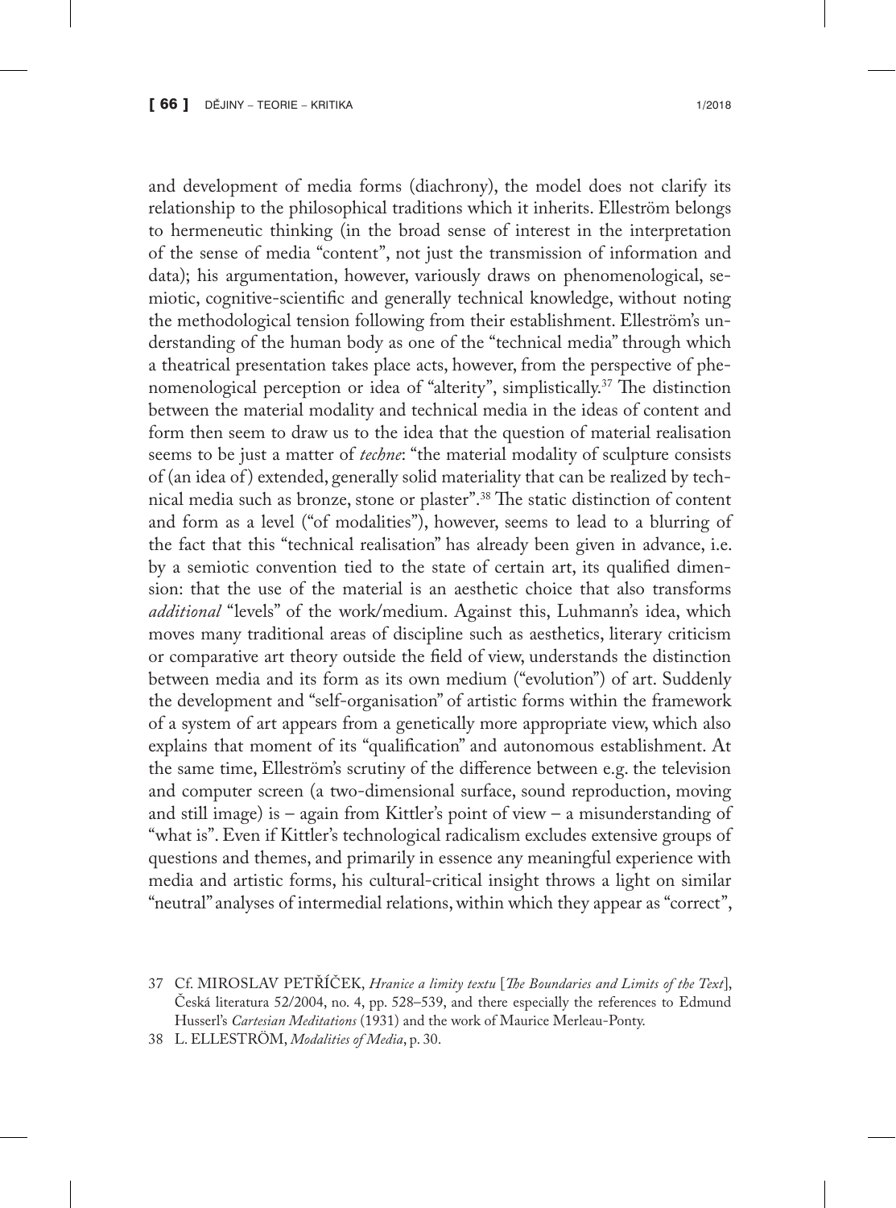and development of media forms (diachrony), the model does not clarify its relationship to the philosophical traditions which it inherits. Elleström belongs to hermeneutic thinking (in the broad sense of interest in the interpretation of the sense of media "content", not just the transmission of information and data); his argumentation, however, variously draws on phenomenological, semiotic, cognitive-scientific and generally technical knowledge, without noting the methodological tension following from their establishment. Elleström's understanding of the human body as one of the "technical media" through which a theatrical presentation takes place acts, however, from the perspective of phenomenological perception or idea of "alterity", simplistically.[37] The distinction between the material modality and technical media in the ideas of content and form then seem to draw us to the idea that the question of material realisation seems to be just a matter of *techne*: "the material modality of sculpture consists of (an idea of) extended, generally solid materiality that can be realized by technical media such as bronze, stone or plaster".[38] The static distinction of content and form as a level ("of modalities"), however, seems to lead to a blurring of the fact that this "technical realisation" has already been given in advance, i.e. by a semiotic convention tied to the state of certain art, its qualified dimension: that the use of the material is an aesthetic choice that also transforms *additional* "levels" of the work/medium. Against this, Luhmann's idea, which moves many traditional areas of discipline such as aesthetics, literary criticism or comparative art theory outside the field of view, understands the distinction between media and its form as its own medium ("evolution") of art. Suddenly the development and "self-organisation" of artistic forms within the framework of a system of art appears from a genetically more appropriate view, which also explains that moment of its "qualification" and autonomous establishment. At the same time, Elleström's scrutiny of the difference between e.g. the television and computer screen (a two-dimensional surface, sound reproduction, moving and still image) is – again from Kittler's point of view – a misunderstanding of "what is". Even if Kittler's technological radicalism excludes extensive groups of questions and themes, and primarily in essence any meaningful experience with media and artistic forms, his cultural-critical insight throws a light on similar "neutral" analyses of intermedial relations, within which they appear as "correct",

37 Cf. MIROSLAV PETŘÍČEK, *Hranice a limity textu* [*The Boundaries and Limits of the Text*], Česká literatura 52/2004, no. 4, pp. 528–539, and there especially the references to Edmund Husserl's *Cartesian Meditations* (1931) and the work of Maurice Merleau-Ponty.

38 L. ELLESTRÖM, *Modalities of Media*, p. 30.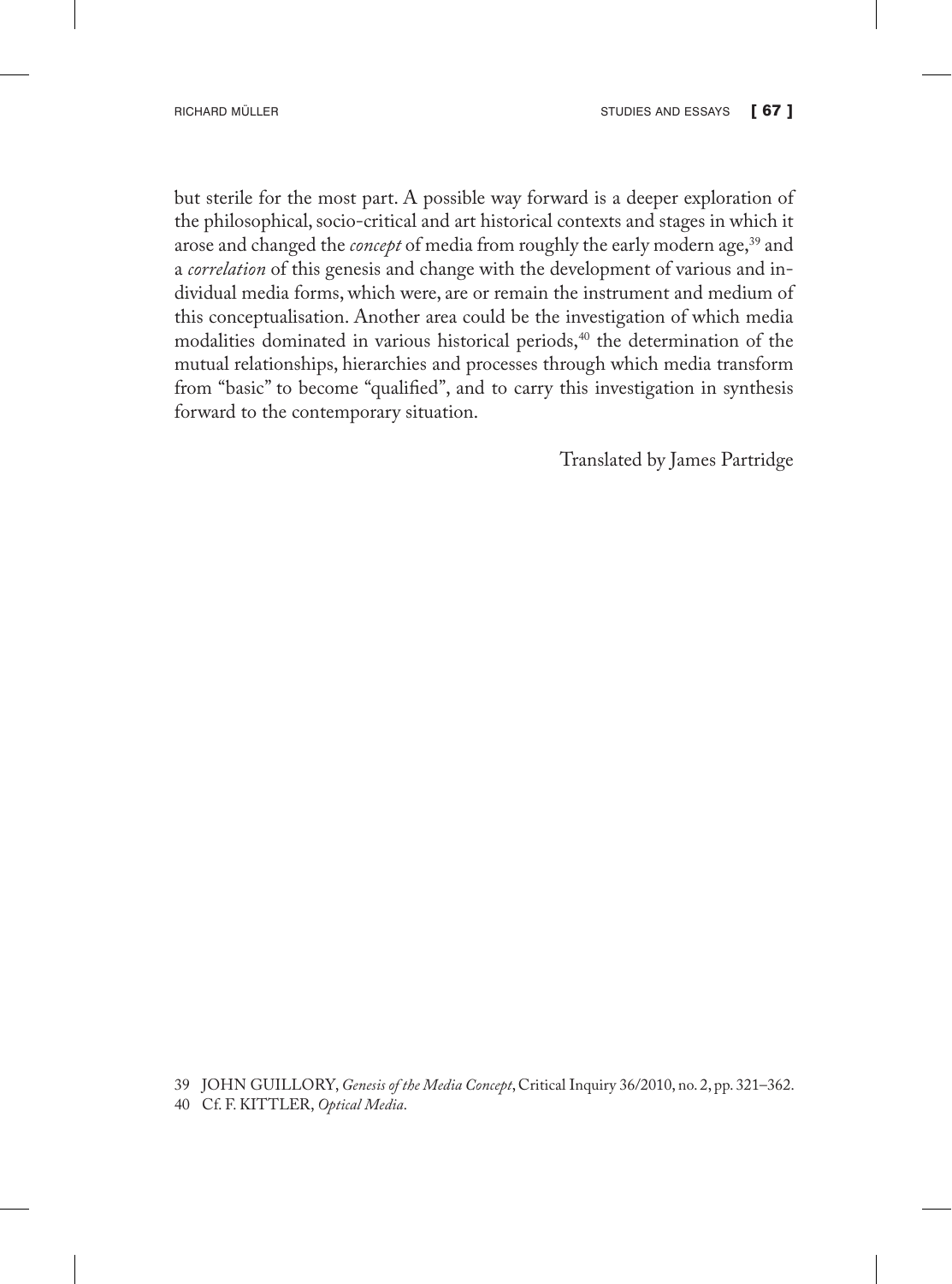but sterile for the most part. A possible way forward is a deeper exploration of the philosophical, socio-critical and art historical contexts and stages in which it arose and changed the *concept* of media from roughly the early modern age,[39] and a *correlation* of this genesis and change with the development of various and individual media forms, which were, are or remain the instrument and medium of this conceptualisation. Another area could be the investigation of which media modalities dominated in various historical periods,[40] the determination of the mutual relationships, hierarchies and processes through which media transform from "basic" to become "qualified", and to carry this investigation in synthesis forward to the contemporary situation.

Translated by James Partridge

39 JOHN GUILLORY, *Genesis of the Media Concept*, Critical Inquiry 36/2010, no. 2, pp. 321–362.

40 Cf. F. KITTLER, *Optical Media*.